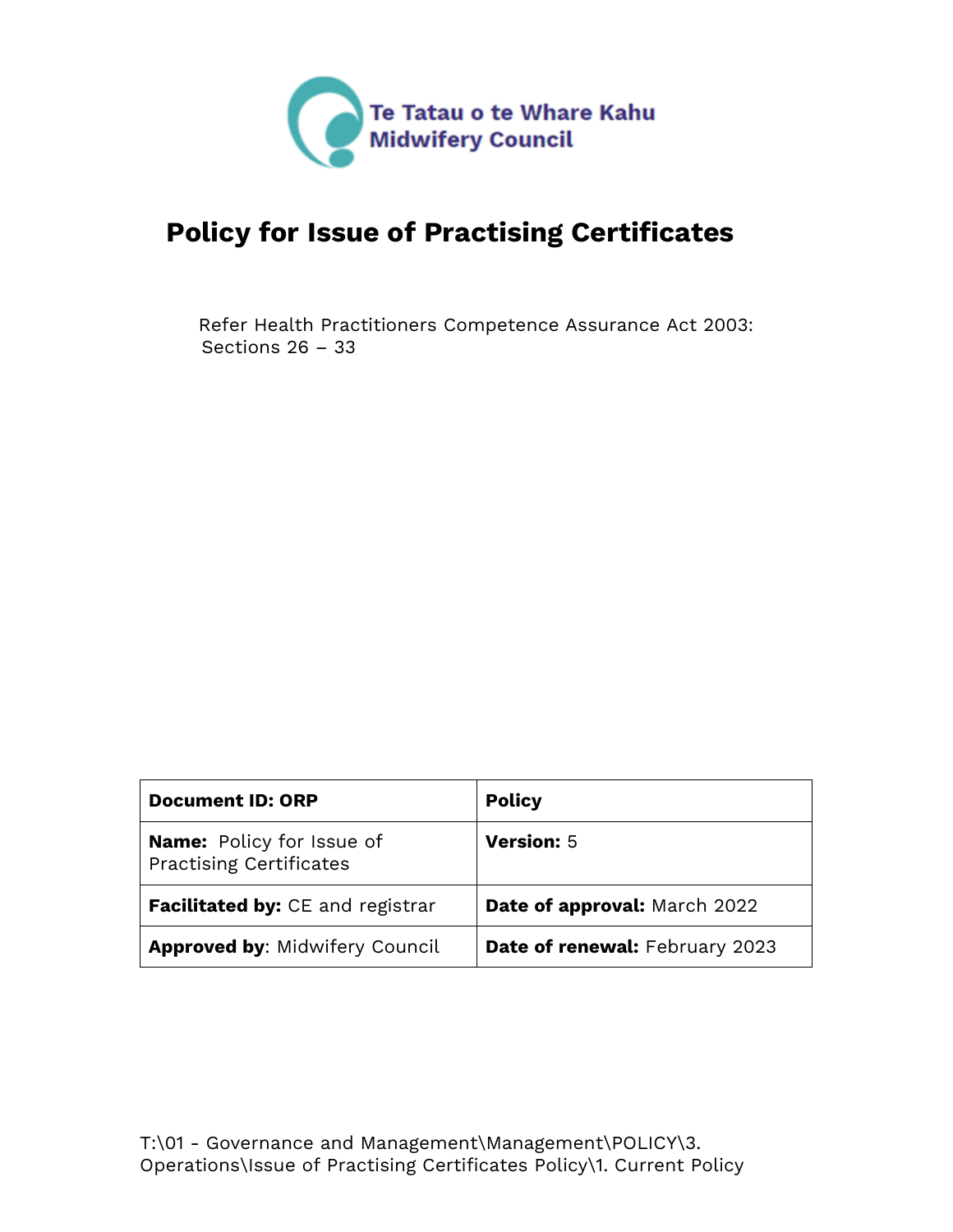Te Tatau o te Whare Kahu
Midwifery Council

# Policy for Issue of Practising Certificates

Refer Health Practitioners Competence Assurance Act 2003: Sections 26 – 33

| **Document ID: ORP** | **Policy** |
|---|---|
| **Name:** Policy for Issue of Practising Certificates | **Version:** 5 |
| **Facilitated by:** CE and registrar | **Date of approval:** March 2022 |
| **Approved by**: Midwifery Council | **Date of renewal:** February 2023 |

T:\01 - Governance and Management\Management\POLICY\3. Operations\Issue of Practising Certificates Policy\1. Current Policy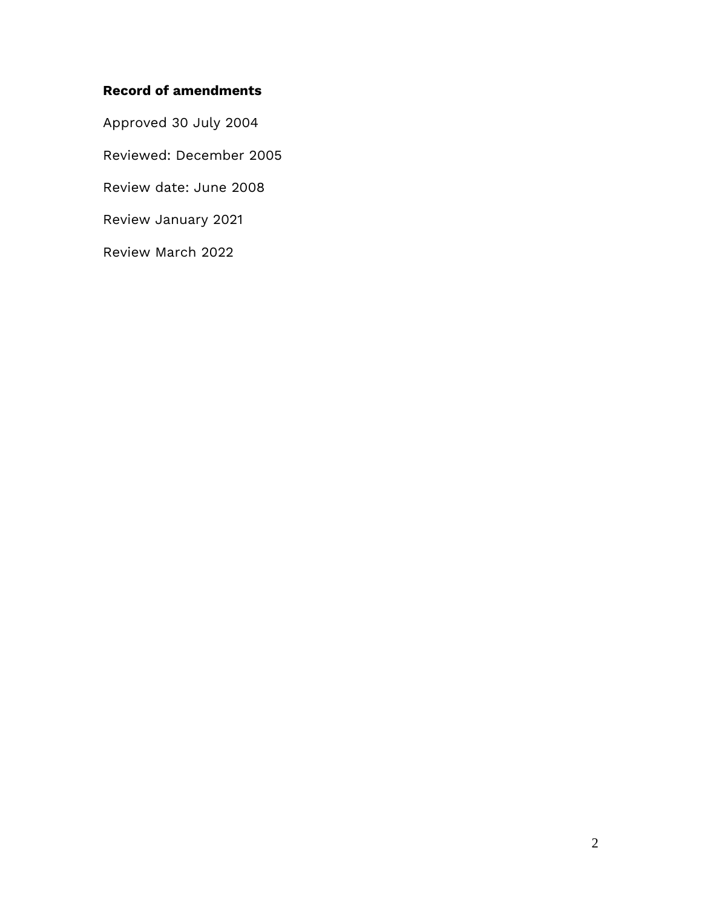**Record of amendments**

Approved 30 July 2004

Reviewed: December 2005

Review date: June 2008

Review January 2021

Review March 2022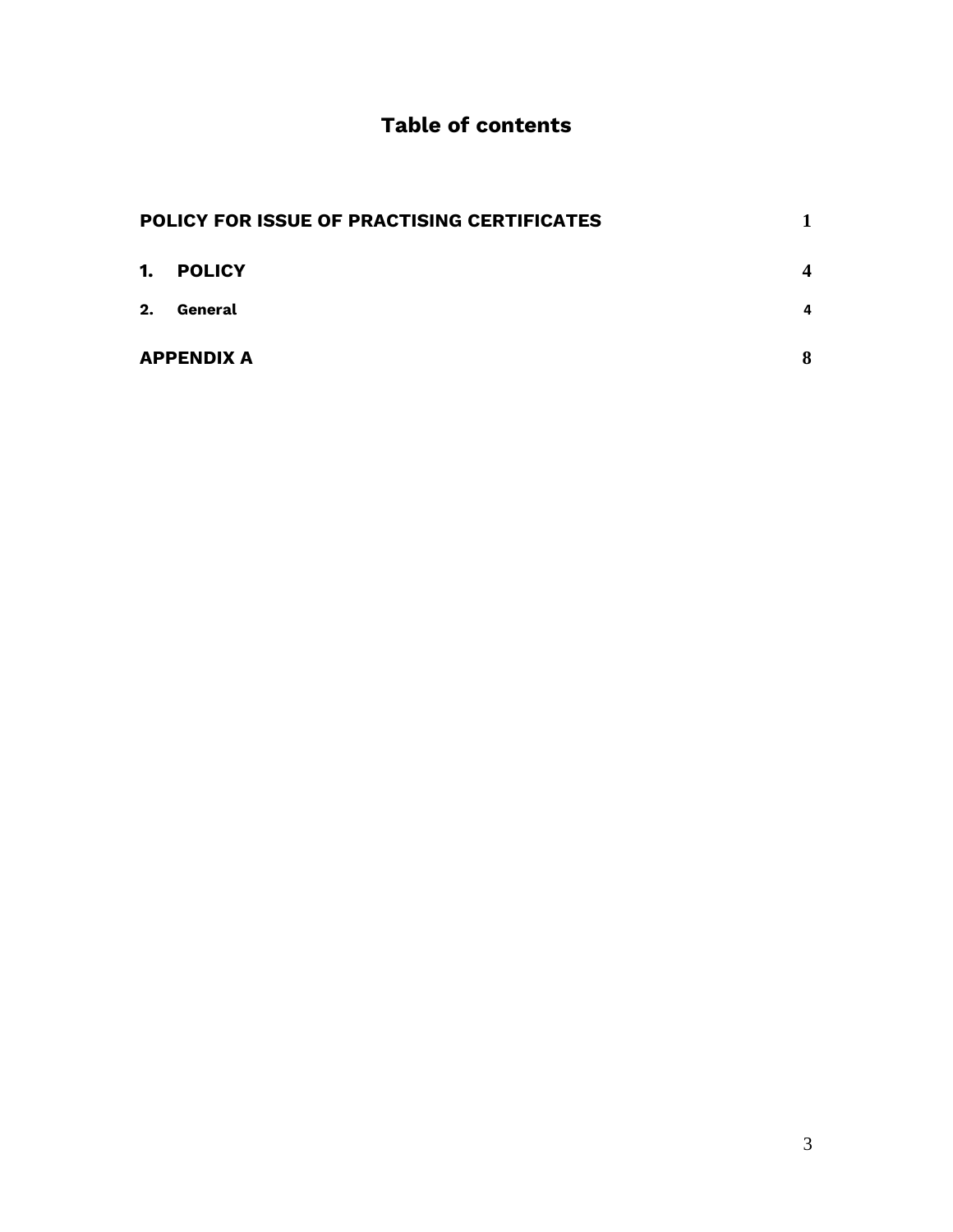# Table of contents

| | |
|---|---|
| **POLICY FOR ISSUE OF PRACTISING CERTIFICATES** | **1** |
| **1. POLICY** | **4** |
| **2. General** | **4** |
| **APPENDIX A** | **8** |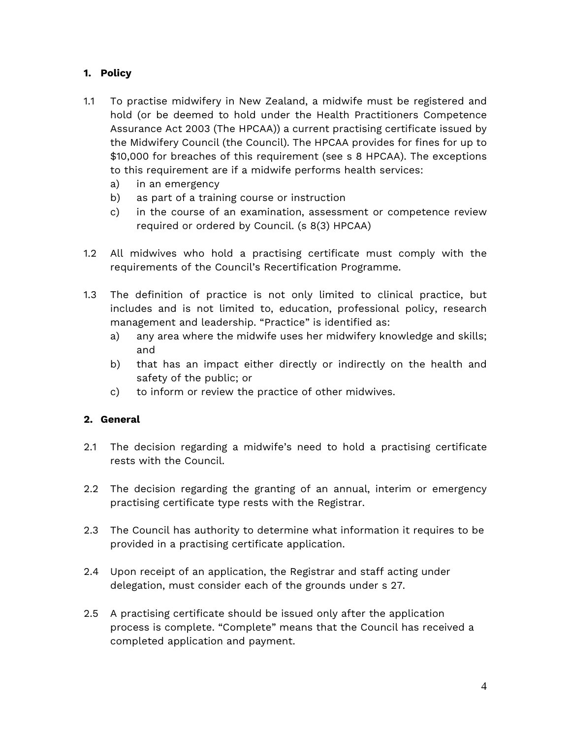## 1. Policy

1.1 To practise midwifery in New Zealand, a midwife must be registered and hold (or be deemed to hold under the Health Practitioners Competence Assurance Act 2003 (The HPCAA)) a current practising certificate issued by the Midwifery Council (the Council). The HPCAA provides for fines for up to $10,000 for breaches of this requirement (see s 8 HPCAA). The exceptions to this requirement are if a midwife performs health services:

   a) in an emergency
   b) as part of a training course or instruction
   c) in the course of an examination, assessment or competence review required or ordered by Council. (s 8(3) HPCAA)

1.2 All midwives who hold a practising certificate must comply with the requirements of the Council's Recertification Programme.

1.3 The definition of practice is not only limited to clinical practice, but includes and is not limited to, education, professional policy, research management and leadership. "Practice" is identified as:

   a) any area where the midwife uses her midwifery knowledge and skills; and
   b) that has an impact either directly or indirectly on the health and safety of the public; or
   c) to inform or review the practice of other midwives.

## 2. General

2.1 The decision regarding a midwife's need to hold a practising certificate rests with the Council.

2.2 The decision regarding the granting of an annual, interim or emergency practising certificate type rests with the Registrar.

2.3 The Council has authority to determine what information it requires to be provided in a practising certificate application.

2.4 Upon receipt of an application, the Registrar and staff acting under delegation, must consider each of the grounds under s 27.

2.5 A practising certificate should be issued only after the application process is complete. "Complete" means that the Council has received a completed application and payment.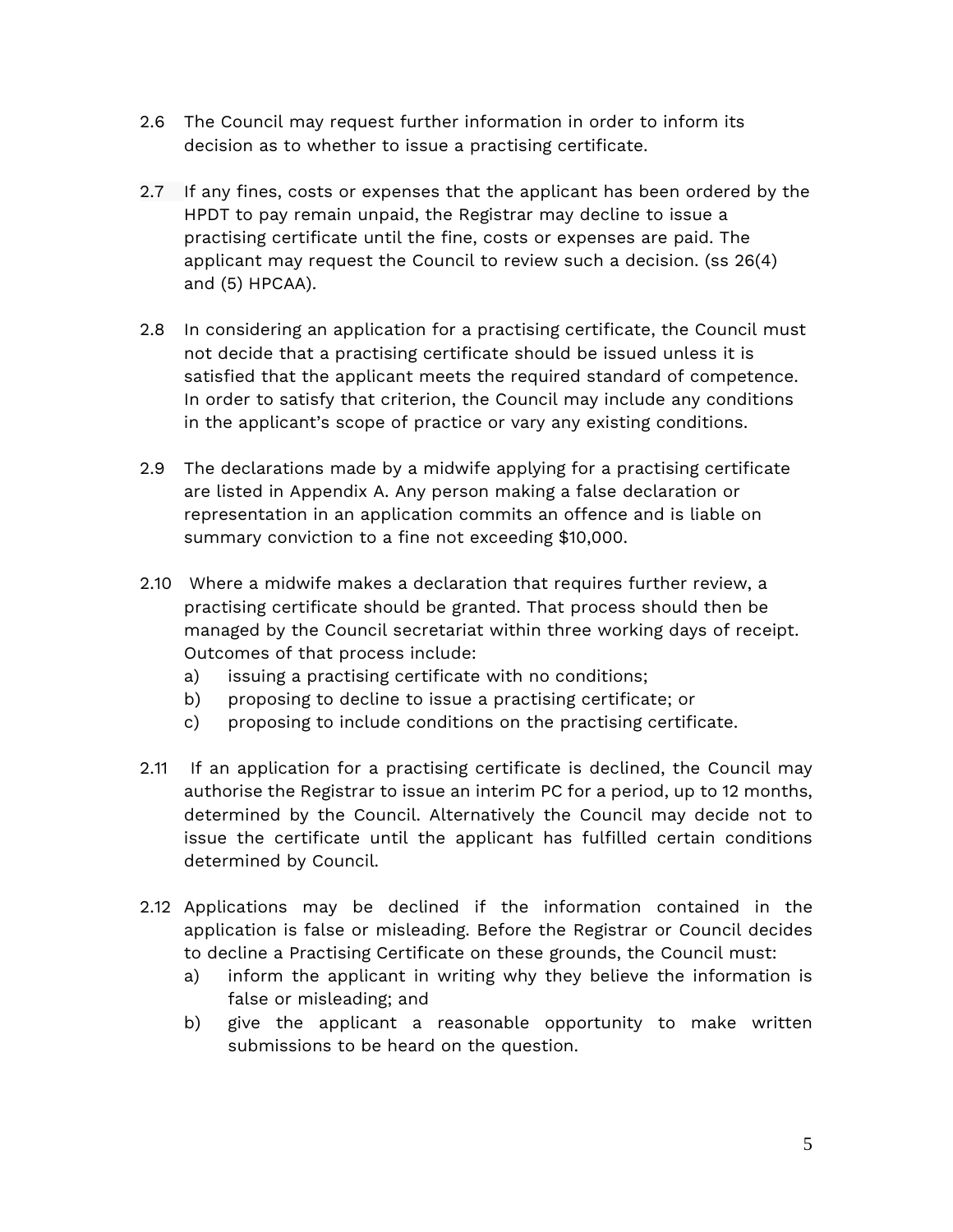2.6 The Council may request further information in order to inform its decision as to whether to issue a practising certificate.

2.7 If any fines, costs or expenses that the applicant has been ordered by the HPDT to pay remain unpaid, the Registrar may decline to issue a practising certificate until the fine, costs or expenses are paid. The applicant may request the Council to review such a decision. (ss 26(4) and (5) HPCAA).

2.8 In considering an application for a practising certificate, the Council must not decide that a practising certificate should be issued unless it is satisfied that the applicant meets the required standard of competence. In order to satisfy that criterion, the Council may include any conditions in the applicant's scope of practice or vary any existing conditions.

2.9 The declarations made by a midwife applying for a practising certificate are listed in Appendix A. Any person making a false declaration or representation in an application commits an offence and is liable on summary conviction to a fine not exceeding $10,000.

2.10 Where a midwife makes a declaration that requires further review, a practising certificate should be granted. That process should then be managed by the Council secretariat within three working days of receipt. Outcomes of that process include:

a) issuing a practising certificate with no conditions;
b) proposing to decline to issue a practising certificate; or
c) proposing to include conditions on the practising certificate.

2.11 If an application for a practising certificate is declined, the Council may authorise the Registrar to issue an interim PC for a period, up to 12 months, determined by the Council. Alternatively the Council may decide not to issue the certificate until the applicant has fulfilled certain conditions determined by Council.

2.12 Applications may be declined if the information contained in the application is false or misleading. Before the Registrar or Council decides to decline a Practising Certificate on these grounds, the Council must:

a) inform the applicant in writing why they believe the information is false or misleading; and
b) give the applicant a reasonable opportunity to make written submissions to be heard on the question.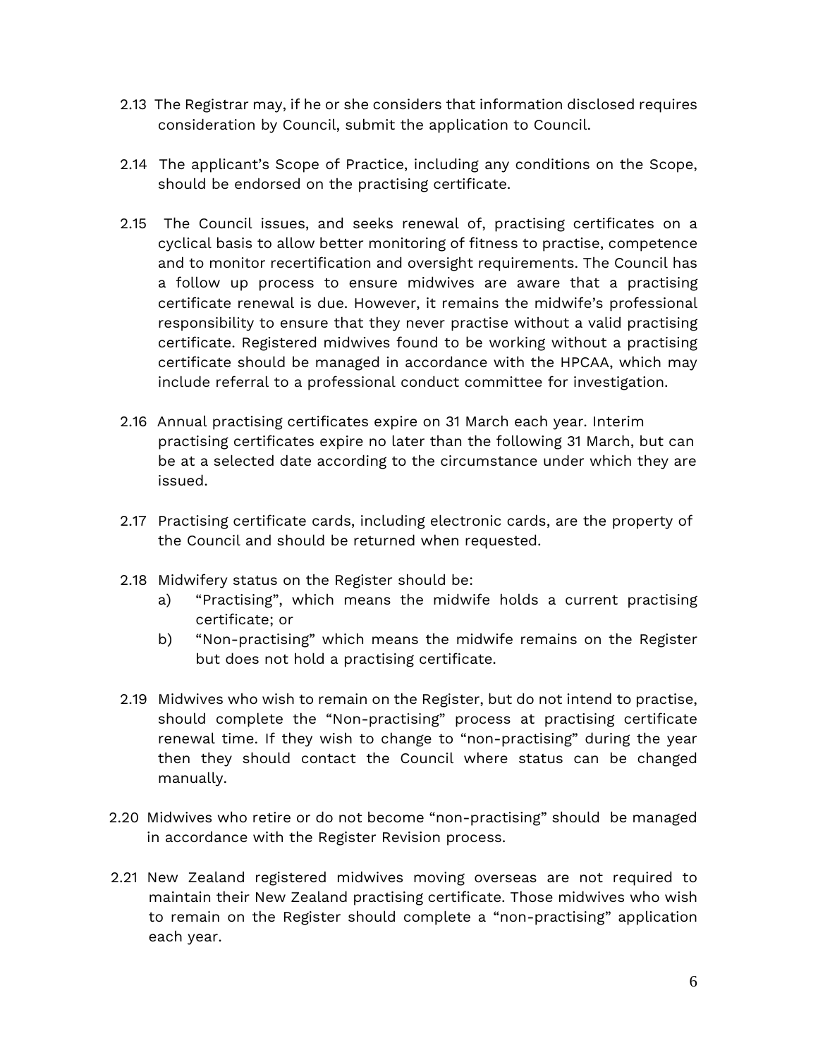2.13 The Registrar may, if he or she considers that information disclosed requires consideration by Council, submit the application to Council.

2.14 The applicant's Scope of Practice, including any conditions on the Scope, should be endorsed on the practising certificate.

2.15 The Council issues, and seeks renewal of, practising certificates on a cyclical basis to allow better monitoring of fitness to practise, competence and to monitor recertification and oversight requirements. The Council has a follow up process to ensure midwives are aware that a practising certificate renewal is due. However, it remains the midwife's professional responsibility to ensure that they never practise without a valid practising certificate. Registered midwives found to be working without a practising certificate should be managed in accordance with the HPCAA, which may include referral to a professional conduct committee for investigation.

2.16 Annual practising certificates expire on 31 March each year. Interim practising certificates expire no later than the following 31 March, but can be at a selected date according to the circumstance under which they are issued.

2.17 Practising certificate cards, including electronic cards, are the property of the Council and should be returned when requested.

2.18 Midwifery status on the Register should be:

a) "Practising", which means the midwife holds a current practising certificate; or

b) "Non-practising" which means the midwife remains on the Register but does not hold a practising certificate.

2.19 Midwives who wish to remain on the Register, but do not intend to practise, should complete the "Non-practising" process at practising certificate renewal time. If they wish to change to "non-practising" during the year then they should contact the Council where status can be changed manually.

2.20 Midwives who retire or do not become "non-practising" should be managed in accordance with the Register Revision process.

2.21 New Zealand registered midwives moving overseas are not required to maintain their New Zealand practising certificate. Those midwives who wish to remain on the Register should complete a "non-practising" application each year.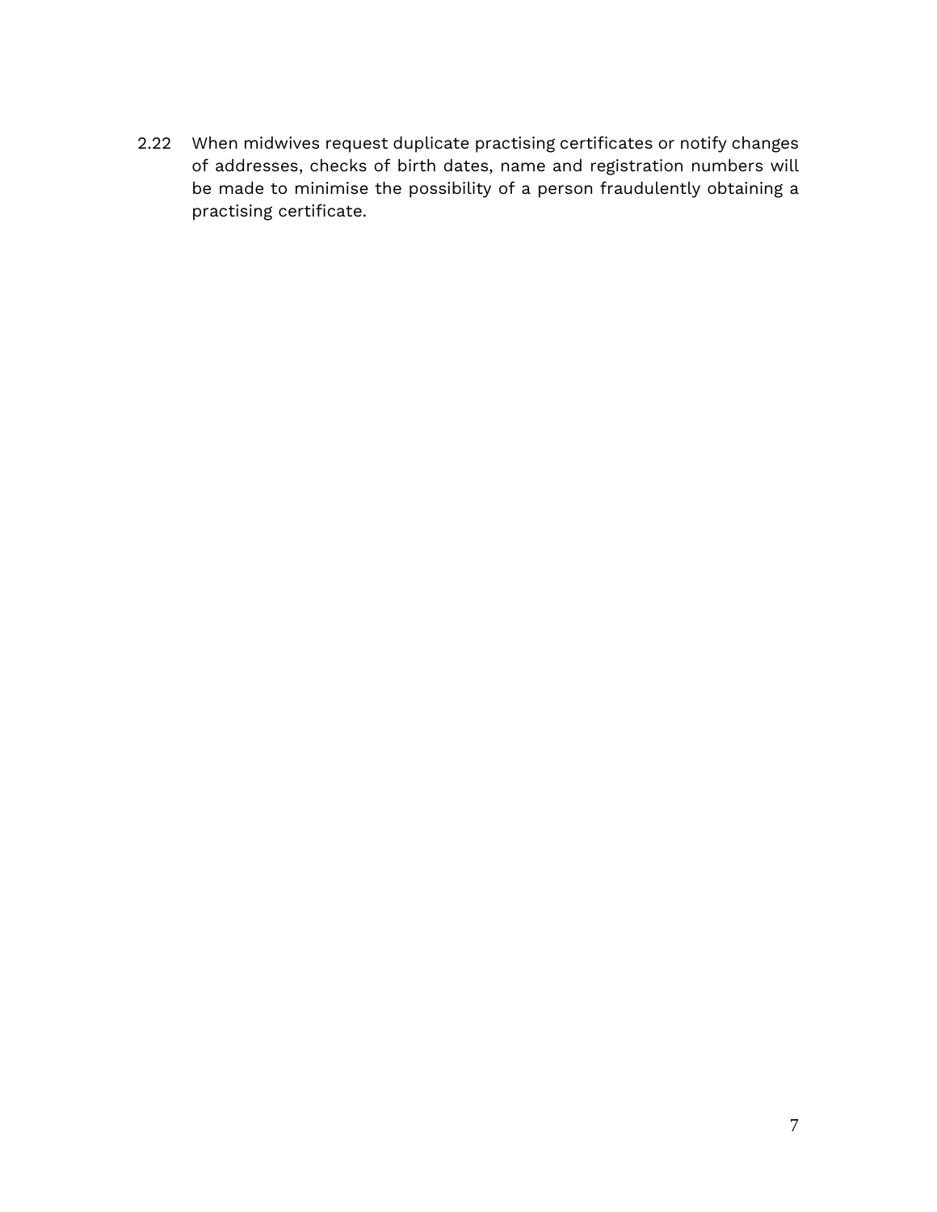2.22 When midwives request duplicate practising certificates or notify changes of addresses, checks of birth dates, name and registration numbers will be made to minimise the possibility of a person fraudulently obtaining a practising certificate.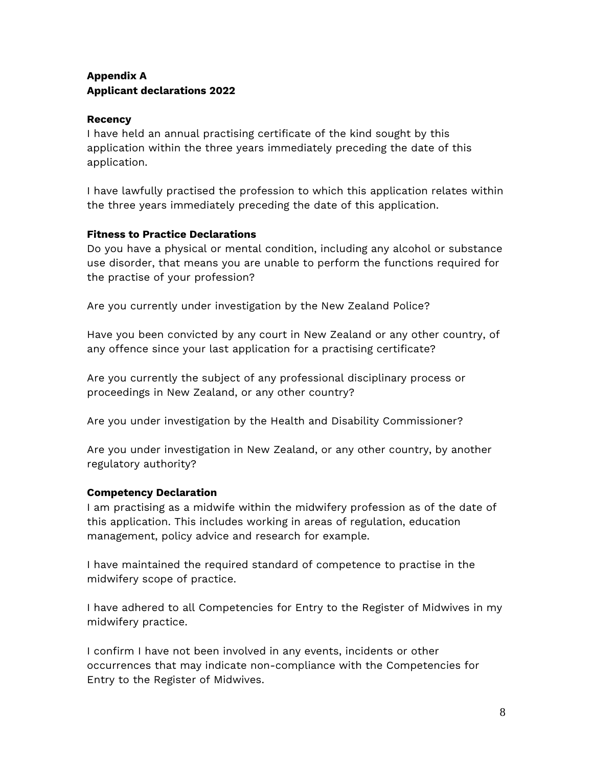**Appendix A**
**Applicant declarations 2022**

**Recency**

I have held an annual practising certificate of the kind sought by this application within the three years immediately preceding the date of this application.

I have lawfully practised the profession to which this application relates within the three years immediately preceding the date of this application.

**Fitness to Practice Declarations**

Do you have a physical or mental condition, including any alcohol or substance use disorder, that means you are unable to perform the functions required for the practise of your profession?

Are you currently under investigation by the New Zealand Police?

Have you been convicted by any court in New Zealand or any other country, of any offence since your last application for a practising certificate?

Are you currently the subject of any professional disciplinary process or proceedings in New Zealand, or any other country?

Are you under investigation by the Health and Disability Commissioner?

Are you under investigation in New Zealand, or any other country, by another regulatory authority?

**Competency Declaration**

I am practising as a midwife within the midwifery profession as of the date of this application. This includes working in areas of regulation, education management, policy advice and research for example.

I have maintained the required standard of competence to practise in the midwifery scope of practice.

I have adhered to all Competencies for Entry to the Register of Midwives in my midwifery practice.

I confirm I have not been involved in any events, incidents or other occurrences that may indicate non-compliance with the Competencies for Entry to the Register of Midwives.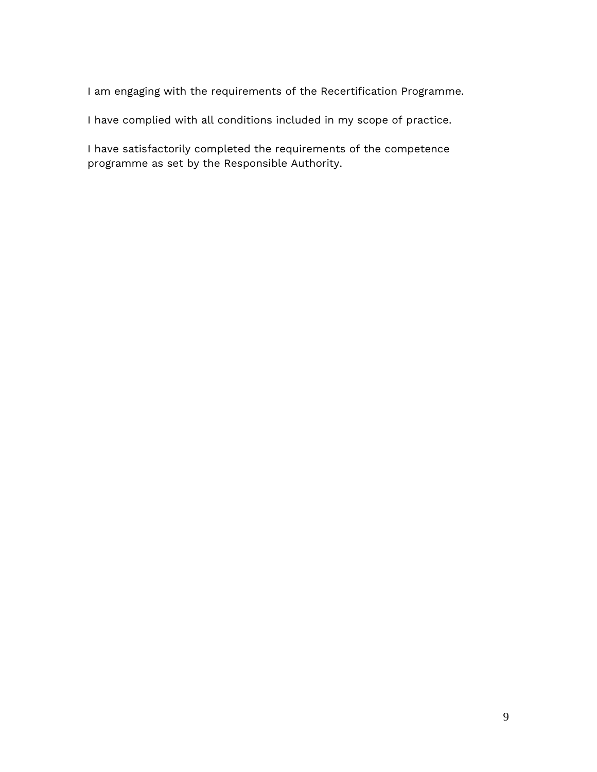I am engaging with the requirements of the Recertification Programme.

I have complied with all conditions included in my scope of practice.

I have satisfactorily completed the requirements of the competence programme as set by the Responsible Authority.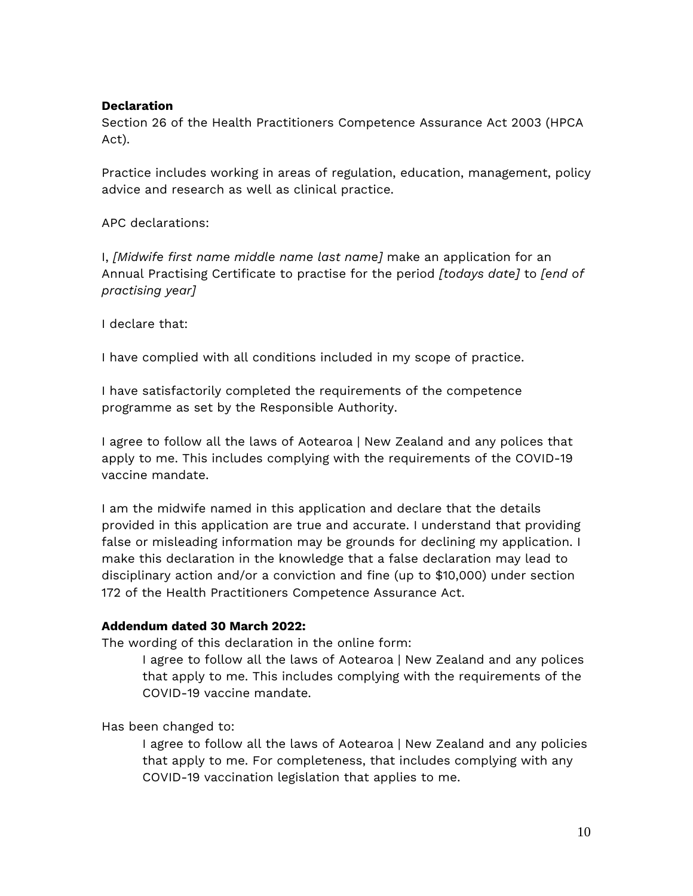**Declaration**
Section 26 of the Health Practitioners Competence Assurance Act 2003 (HPCA Act).

Practice includes working in areas of regulation, education, management, policy advice and research as well as clinical practice.

APC declarations:

I, *[Midwife first name middle name last name]* make an application for an Annual Practising Certificate to practise for the period *[todays date]* to *[end of practising year]*

I declare that:

I have complied with all conditions included in my scope of practice.

I have satisfactorily completed the requirements of the competence programme as set by the Responsible Authority.

I agree to follow all the laws of Aotearoa | New Zealand and any polices that apply to me. This includes complying with the requirements of the COVID-19 vaccine mandate.

I am the midwife named in this application and declare that the details provided in this application are true and accurate. I understand that providing false or misleading information may be grounds for declining my application. I make this declaration in the knowledge that a false declaration may lead to disciplinary action and/or a conviction and fine (up to $10,000) under section 172 of the Health Practitioners Competence Assurance Act.

**Addendum dated 30 March 2022:**
The wording of this declaration in the online form:

> I agree to follow all the laws of Aotearoa | New Zealand and any polices that apply to me. This includes complying with the requirements of the COVID-19 vaccine mandate.

Has been changed to:

> I agree to follow all the laws of Aotearoa | New Zealand and any policies that apply to me. For completeness, that includes complying with any COVID-19 vaccination legislation that applies to me.